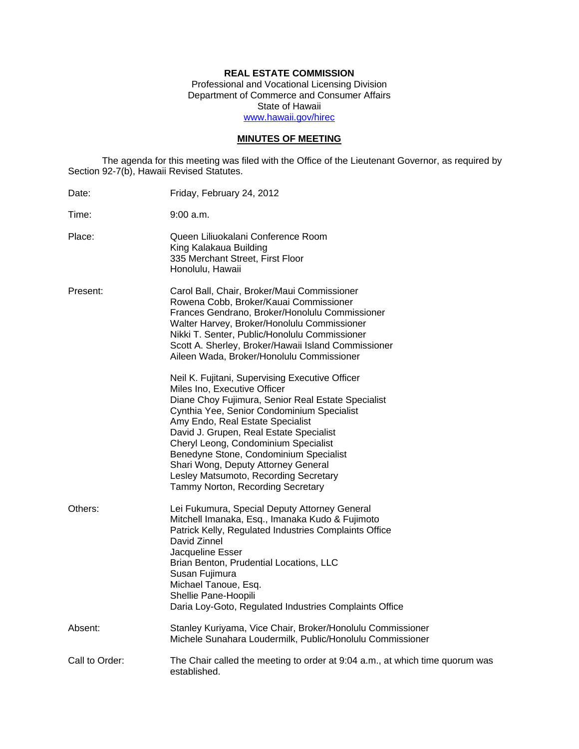**REAL ESTATE COMMISSION**
Professional and Vocational Licensing Division
Department of Commerce and Consumer Affairs
State of Hawaii
www.hawaii.gov/hirec

**MINUTES OF MEETING**

The agenda for this meeting was filed with the Office of the Lieutenant Governor, as required by Section 92-7(b), Hawaii Revised Statutes.

Date: Friday, February 24, 2012

Time: 9:00 a.m.

Place: Queen Liliuokalani Conference Room
King Kalakaua Building
335 Merchant Street, First Floor
Honolulu, Hawaii

Present: Carol Ball, Chair, Broker/Maui Commissioner
Rowena Cobb, Broker/Kauai Commissioner
Frances Gendrano, Broker/Honolulu Commissioner
Walter Harvey, Broker/Honolulu Commissioner
Nikki T. Senter, Public/Honolulu Commissioner
Scott A. Sherley, Broker/Hawaii Island Commissioner
Aileen Wada, Broker/Honolulu Commissioner

Neil K. Fujitani, Supervising Executive Officer
Miles Ino, Executive Officer
Diane Choy Fujimura, Senior Real Estate Specialist
Cynthia Yee, Senior Condominium Specialist
Amy Endo, Real Estate Specialist
David J. Grupen, Real Estate Specialist
Cheryl Leong, Condominium Specialist
Benedyne Stone, Condominium Specialist
Shari Wong, Deputy Attorney General
Lesley Matsumoto, Recording Secretary
Tammy Norton, Recording Secretary

Others: Lei Fukumura, Special Deputy Attorney General
Mitchell Imanaka, Esq., Imanaka Kudo & Fujimoto
Patrick Kelly, Regulated Industries Complaints Office
David Zinnel
Jacqueline Esser
Brian Benton, Prudential Locations, LLC
Susan Fujimura
Michael Tanoue, Esq.
Shellie Pane-Hoopili
Daria Loy-Goto, Regulated Industries Complaints Office

Absent: Stanley Kuriyama, Vice Chair, Broker/Honolulu Commissioner
Michele Sunahara Loudermilk, Public/Honolulu Commissioner

Call to Order: The Chair called the meeting to order at 9:04 a.m., at which time quorum was established.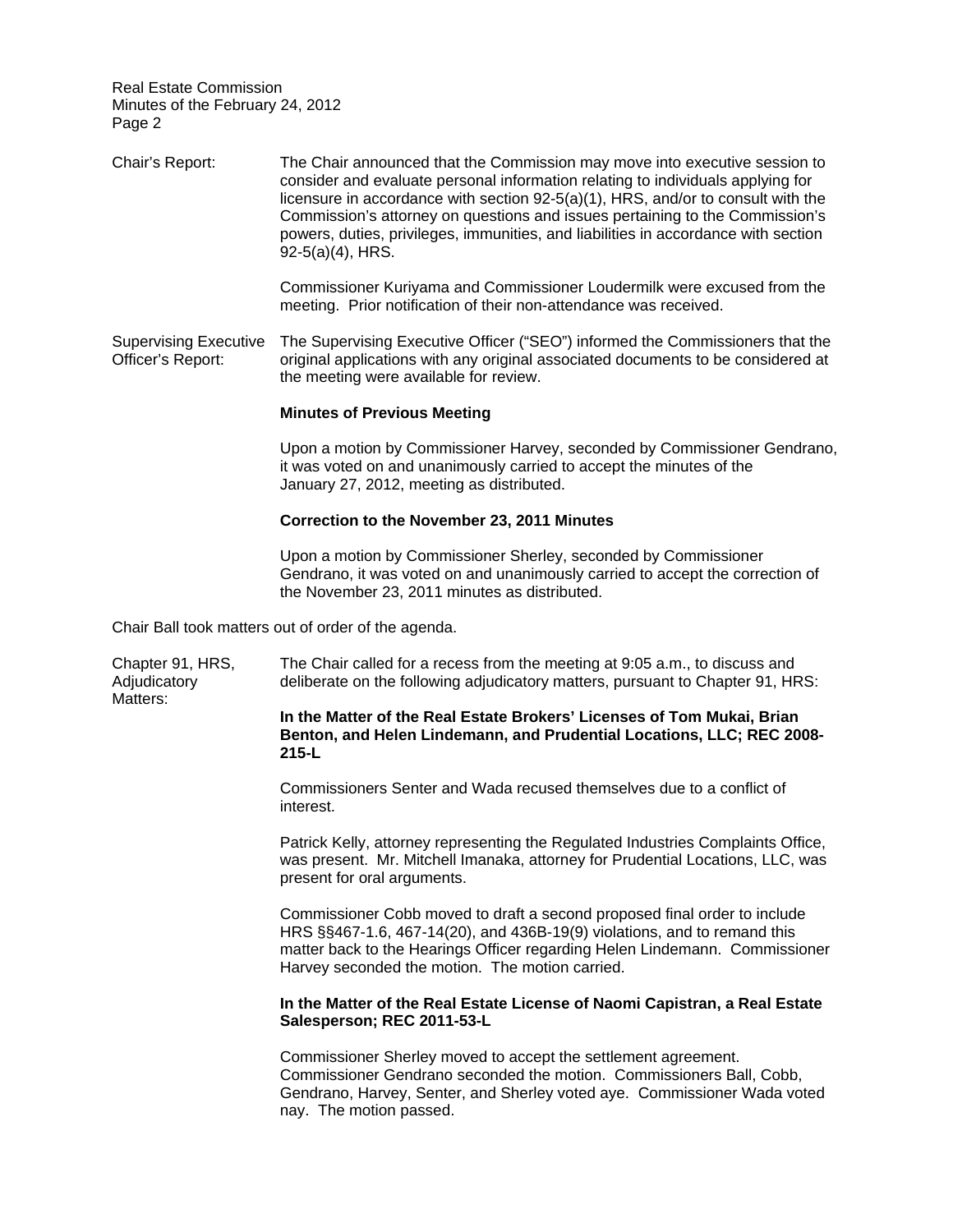**Chair's Report:**

The Chair announced that the Commission may move into executive session to consider and evaluate personal information relating to individuals applying for licensure in accordance with section 92-5(a)(1), HRS, and/or to consult with the Commission's attorney on questions and issues pertaining to the Commission's powers, duties, privileges, immunities, and liabilities in accordance with section 92-5(a)(4), HRS.

Commissioner Kuriyama and Commissioner Loudermilk were excused from the meeting. Prior notification of their non-attendance was received.

**Supervising Executive Officer's Report:**

The Supervising Executive Officer ("SEO") informed the Commissioners that the original applications with any original associated documents to be considered at the meeting were available for review.

**Minutes of Previous Meeting**

Upon a motion by Commissioner Harvey, seconded by Commissioner Gendrano, it was voted on and unanimously carried to accept the minutes of the January 27, 2012, meeting as distributed.

**Correction to the November 23, 2011 Minutes**

Upon a motion by Commissioner Sherley, seconded by Commissioner Gendrano, it was voted on and unanimously carried to accept the correction of the November 23, 2011 minutes as distributed.

Chair Ball took matters out of order of the agenda.

**Chapter 91, HRS, Adjudicatory Matters:**

The Chair called for a recess from the meeting at 9:05 a.m., to discuss and deliberate on the following adjudicatory matters, pursuant to Chapter 91, HRS:

**In the Matter of the Real Estate Brokers' Licenses of Tom Mukai, Brian Benton, and Helen Lindemann, and Prudential Locations, LLC; REC 2008-215-L**

Commissioners Senter and Wada recused themselves due to a conflict of interest.

Patrick Kelly, attorney representing the Regulated Industries Complaints Office, was present. Mr. Mitchell Imanaka, attorney for Prudential Locations, LLC, was present for oral arguments.

Commissioner Cobb moved to draft a second proposed final order to include HRS §§467-1.6, 467-14(20), and 436B-19(9) violations, and to remand this matter back to the Hearings Officer regarding Helen Lindemann. Commissioner Harvey seconded the motion. The motion carried.

**In the Matter of the Real Estate License of Naomi Capistran, a Real Estate Salesperson; REC 2011-53-L**

Commissioner Sherley moved to accept the settlement agreement. Commissioner Gendrano seconded the motion. Commissioners Ball, Cobb, Gendrano, Harvey, Senter, and Sherley voted aye. Commissioner Wada voted nay. The motion passed.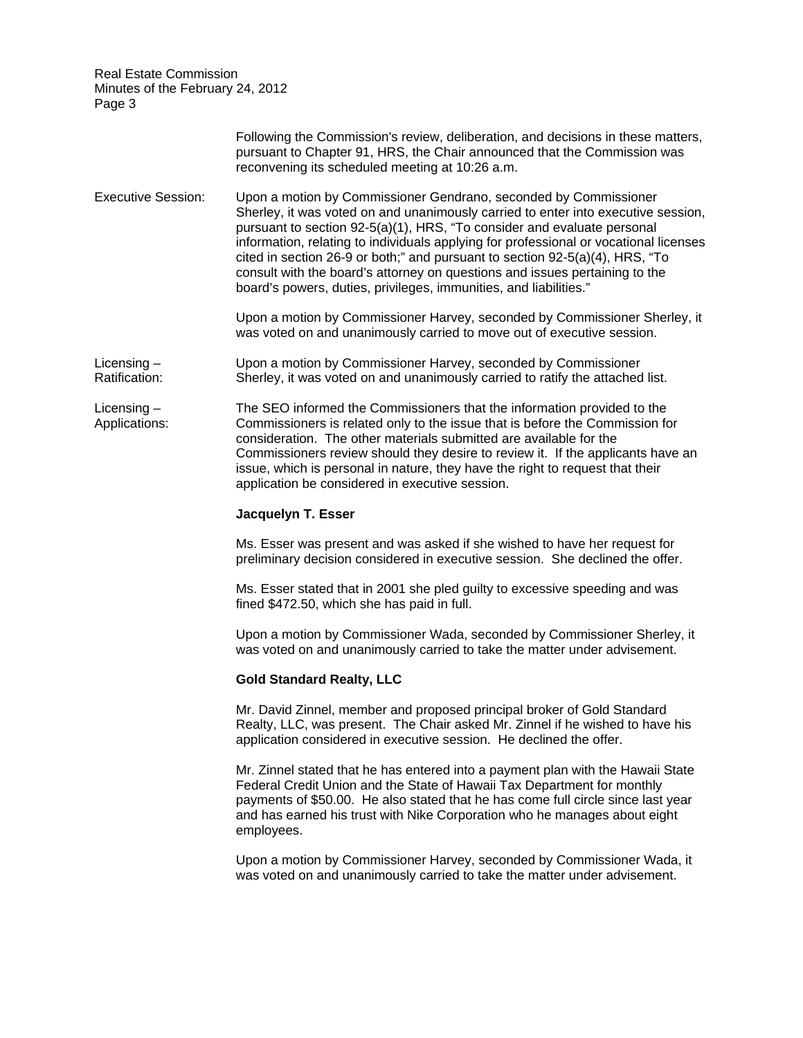Following the Commission's review, deliberation, and decisions in these matters, pursuant to Chapter 91, HRS, the Chair announced that the Commission was reconvening its scheduled meeting at 10:26 a.m.

Executive Session: Upon a motion by Commissioner Gendrano, seconded by Commissioner Sherley, it was voted on and unanimously carried to enter into executive session, pursuant to section 92-5(a)(1), HRS, "To consider and evaluate personal information, relating to individuals applying for professional or vocational licenses cited in section 26-9 or both;" and pursuant to section 92-5(a)(4), HRS, "To consult with the board's attorney on questions and issues pertaining to the board's powers, duties, privileges, immunities, and liabilities."

Upon a motion by Commissioner Harvey, seconded by Commissioner Sherley, it was voted on and unanimously carried to move out of executive session.

Licensing – Ratification: Upon a motion by Commissioner Harvey, seconded by Commissioner Sherley, it was voted on and unanimously carried to ratify the attached list.

Licensing – Applications: The SEO informed the Commissioners that the information provided to the Commissioners is related only to the issue that is before the Commission for consideration. The other materials submitted are available for the Commissioners review should they desire to review it. If the applicants have an issue, which is personal in nature, they have the right to request that their application be considered in executive session.

**Jacquelyn T. Esser**

Ms. Esser was present and was asked if she wished to have her request for preliminary decision considered in executive session. She declined the offer.

Ms. Esser stated that in 2001 she pled guilty to excessive speeding and was fined $472.50, which she has paid in full.

Upon a motion by Commissioner Wada, seconded by Commissioner Sherley, it was voted on and unanimously carried to take the matter under advisement.

**Gold Standard Realty, LLC**

Mr. David Zinnel, member and proposed principal broker of Gold Standard Realty, LLC, was present. The Chair asked Mr. Zinnel if he wished to have his application considered in executive session. He declined the offer.

Mr. Zinnel stated that he has entered into a payment plan with the Hawaii State Federal Credit Union and the State of Hawaii Tax Department for monthly payments of $50.00. He also stated that he has come full circle since last year and has earned his trust with Nike Corporation who he manages about eight employees.

Upon a motion by Commissioner Harvey, seconded by Commissioner Wada, it was voted on and unanimously carried to take the matter under advisement.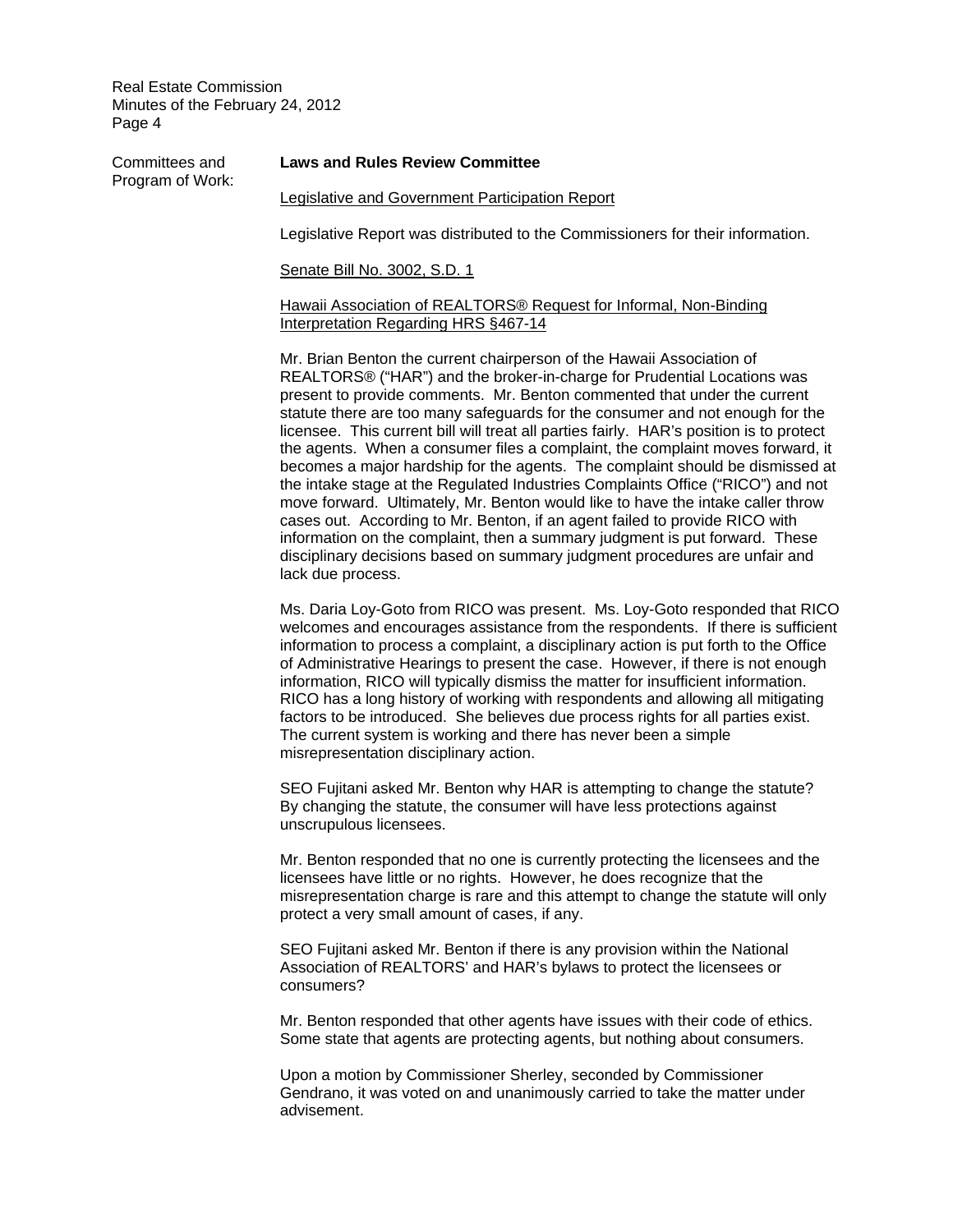Committees and Program of Work:

**Laws and Rules Review Committee**

Legislative and Government Participation Report

Legislative Report was distributed to the Commissioners for their information.

Senate Bill No. 3002, S.D. 1

Hawaii Association of REALTORS® Request for Informal, Non-Binding Interpretation Regarding HRS §467-14

Mr. Brian Benton the current chairperson of the Hawaii Association of REALTORS® ("HAR") and the broker-in-charge for Prudential Locations was present to provide comments. Mr. Benton commented that under the current statute there are too many safeguards for the consumer and not enough for the licensee. This current bill will treat all parties fairly. HAR's position is to protect the agents. When a consumer files a complaint, the complaint moves forward, it becomes a major hardship for the agents. The complaint should be dismissed at the intake stage at the Regulated Industries Complaints Office ("RICO") and not move forward. Ultimately, Mr. Benton would like to have the intake caller throw cases out. According to Mr. Benton, if an agent failed to provide RICO with information on the complaint, then a summary judgment is put forward. These disciplinary decisions based on summary judgment procedures are unfair and lack due process.

Ms. Daria Loy-Goto from RICO was present. Ms. Loy-Goto responded that RICO welcomes and encourages assistance from the respondents. If there is sufficient information to process a complaint, a disciplinary action is put forth to the Office of Administrative Hearings to present the case. However, if there is not enough information, RICO will typically dismiss the matter for insufficient information. RICO has a long history of working with respondents and allowing all mitigating factors to be introduced. She believes due process rights for all parties exist. The current system is working and there has never been a simple misrepresentation disciplinary action.

SEO Fujitani asked Mr. Benton why HAR is attempting to change the statute? By changing the statute, the consumer will have less protections against unscrupulous licensees.

Mr. Benton responded that no one is currently protecting the licensees and the licensees have little or no rights. However, he does recognize that the misrepresentation charge is rare and this attempt to change the statute will only protect a very small amount of cases, if any.

SEO Fujitani asked Mr. Benton if there is any provision within the National Association of REALTORS' and HAR's bylaws to protect the licensees or consumers?

Mr. Benton responded that other agents have issues with their code of ethics. Some state that agents are protecting agents, but nothing about consumers.

Upon a motion by Commissioner Sherley, seconded by Commissioner Gendrano, it was voted on and unanimously carried to take the matter under advisement.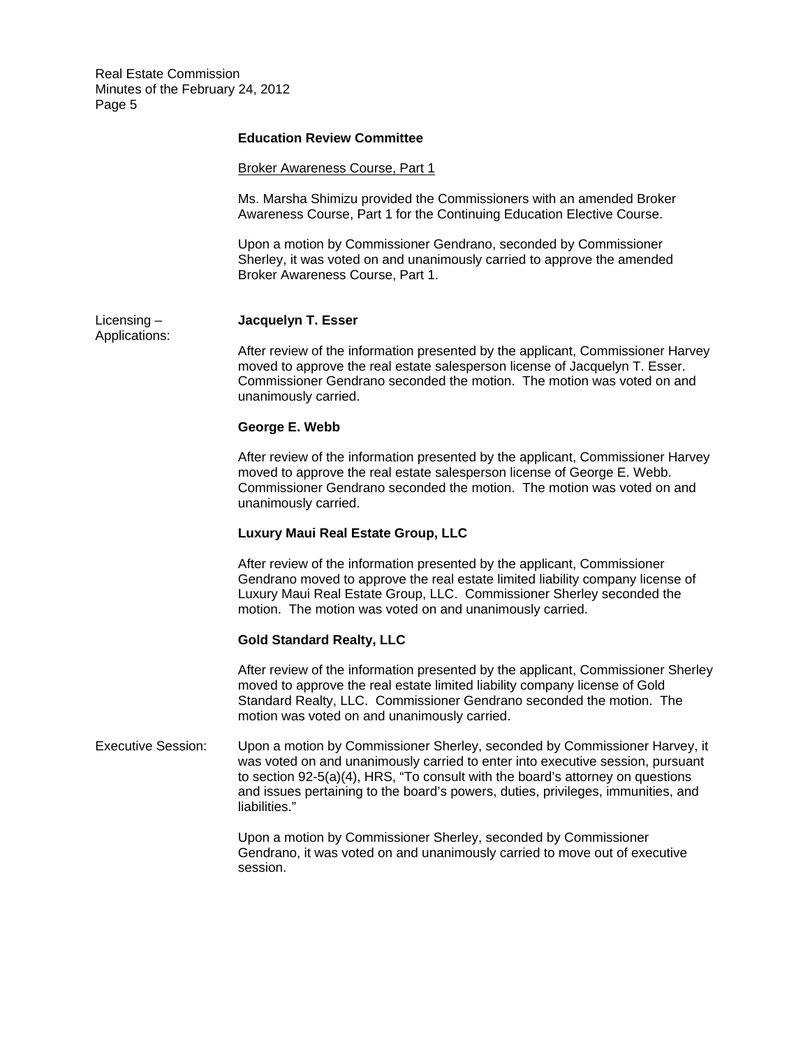**Education Review Committee**

Broker Awareness Course, Part 1

Ms. Marsha Shimizu provided the Commissioners with an amended Broker Awareness Course, Part 1 for the Continuing Education Elective Course.

Upon a motion by Commissioner Gendrano, seconded by Commissioner Sherley, it was voted on and unanimously carried to approve the amended Broker Awareness Course, Part 1.

Licensing – Applications:

**Jacquelyn T. Esser**

After review of the information presented by the applicant, Commissioner Harvey moved to approve the real estate salesperson license of Jacquelyn T. Esser. Commissioner Gendrano seconded the motion. The motion was voted on and unanimously carried.

**George E. Webb**

After review of the information presented by the applicant, Commissioner Harvey moved to approve the real estate salesperson license of George E. Webb. Commissioner Gendrano seconded the motion. The motion was voted on and unanimously carried.

**Luxury Maui Real Estate Group, LLC**

After review of the information presented by the applicant, Commissioner Gendrano moved to approve the real estate limited liability company license of Luxury Maui Real Estate Group, LLC. Commissioner Sherley seconded the motion. The motion was voted on and unanimously carried.

**Gold Standard Realty, LLC**

After review of the information presented by the applicant, Commissioner Sherley moved to approve the real estate limited liability company license of Gold Standard Realty, LLC. Commissioner Gendrano seconded the motion. The motion was voted on and unanimously carried.

Executive Session:

Upon a motion by Commissioner Sherley, seconded by Commissioner Harvey, it was voted on and unanimously carried to enter into executive session, pursuant to section 92-5(a)(4), HRS, "To consult with the board's attorney on questions and issues pertaining to the board's powers, duties, privileges, immunities, and liabilities."

Upon a motion by Commissioner Sherley, seconded by Commissioner Gendrano, it was voted on and unanimously carried to move out of executive session.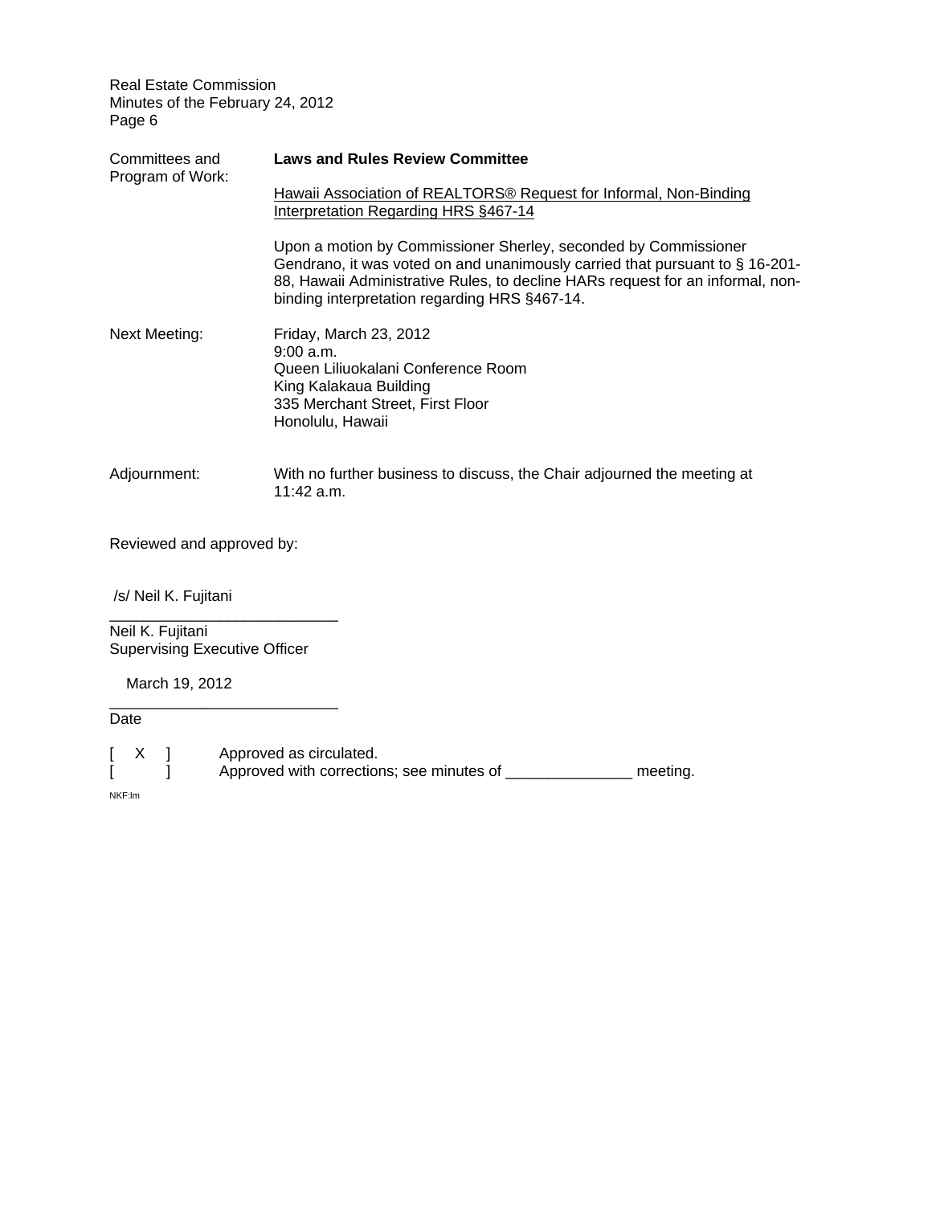Committees and Program of Work:

**Laws and Rules Review Committee**

Hawaii Association of REALTORS® Request for Informal, Non-Binding Interpretation Regarding HRS §467-14

Upon a motion by Commissioner Sherley, seconded by Commissioner Gendrano, it was voted on and unanimously carried that pursuant to § 16-201-88, Hawaii Administrative Rules, to decline HARs request for an informal, non-binding interpretation regarding HRS §467-14.

Next Meeting:

Friday, March 23, 2012
9:00 a.m.
Queen Liliuokalani Conference Room
King Kalakaua Building
335 Merchant Street, First Floor
Honolulu, Hawaii

Adjournment:

With no further business to discuss, the Chair adjourned the meeting at 11:42 a.m.

Reviewed and approved by:

/s/ Neil K. Fujitani
___________________________
Neil K. Fujitani
Supervising Executive Officer

March 19, 2012
___________________________
Date

[ X ] Approved as circulated.
[ ] Approved with corrections; see minutes of _______________ meeting.

NKF:lm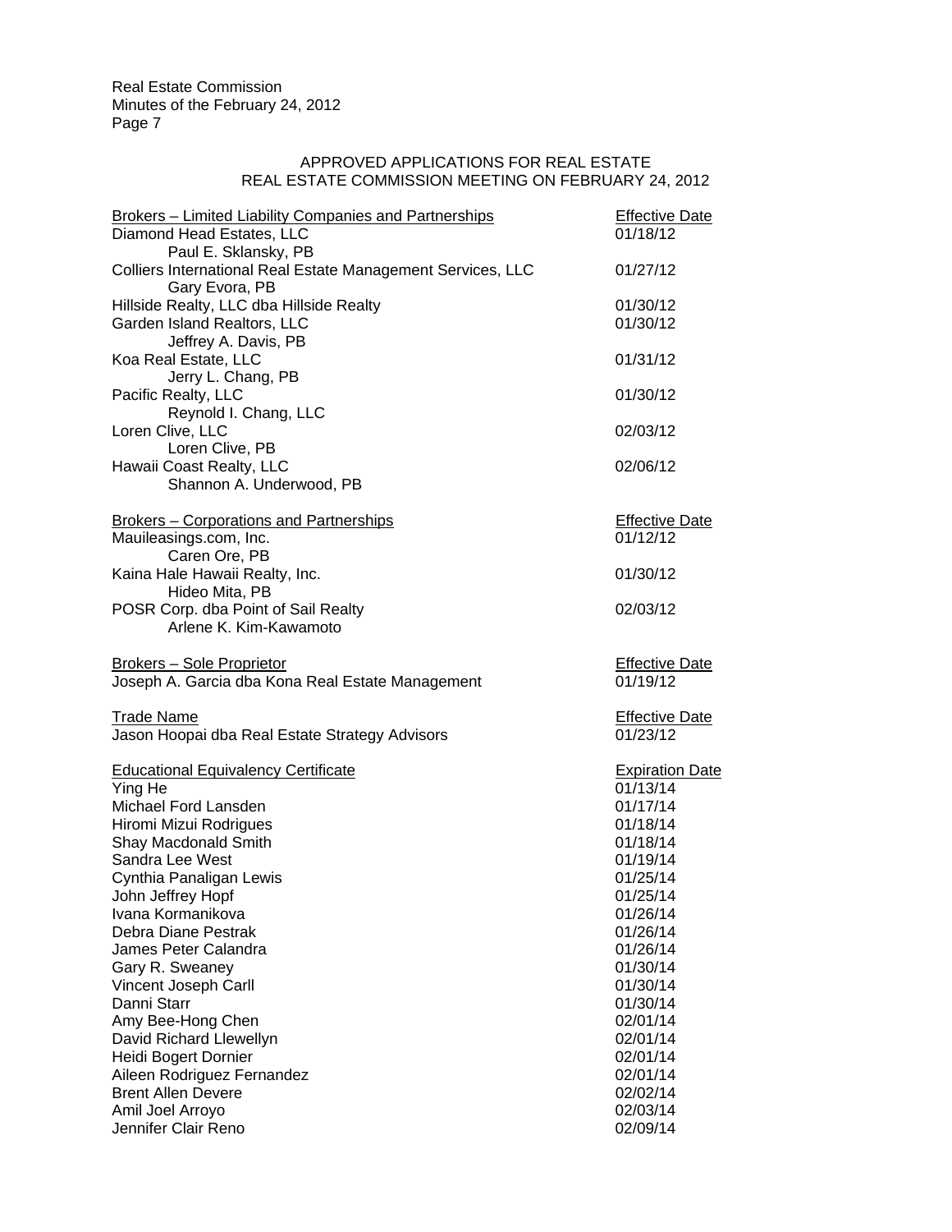APPROVED APPLICATIONS FOR REAL ESTATE
REAL ESTATE COMMISSION MEETING ON FEBRUARY 24, 2012

| Brokers – Limited Liability Companies and Partnerships | Effective Date |
|---|---|
| Diamond Head Estates, LLC<br>Paul E. Sklansky, PB | 01/18/12 |
| Colliers International Real Estate Management Services, LLC<br>Gary Evora, PB | 01/27/12 |
| Hillside Realty, LLC dba Hillside Realty | 01/30/12 |
| Garden Island Realtors, LLC<br>Jeffrey A. Davis, PB | 01/30/12 |
| Koa Real Estate, LLC<br>Jerry L. Chang, PB | 01/31/12 |
| Pacific Realty, LLC<br>Reynold I. Chang, LLC | 01/30/12 |
| Loren Clive, LLC<br>Loren Clive, PB | 02/03/12 |
| Hawaii Coast Realty, LLC<br>Shannon A. Underwood, PB | 02/06/12 |

| Brokers – Corporations and Partnerships | Effective Date |
|---|---|
| Mauileasings.com, Inc.<br>Caren Ore, PB | 01/12/12 |
| Kaina Hale Hawaii Realty, Inc.<br>Hideo Mita, PB | 01/30/12 |
| POSR Corp. dba Point of Sail Realty<br>Arlene K. Kim-Kawamoto | 02/03/12 |

| Brokers – Sole Proprietor | Effective Date |
|---|---|
| Joseph A. Garcia dba Kona Real Estate Management | 01/19/12 |

| Trade Name | Effective Date |
|---|---|
| Jason Hoopai dba Real Estate Strategy Advisors | 01/23/12 |

| Educational Equivalency Certificate | Expiration Date |
|---|---|
| Ying He | 01/13/14 |
| Michael Ford Lansden | 01/17/14 |
| Hiromi Mizui Rodrigues | 01/18/14 |
| Shay Macdonald Smith | 01/18/14 |
| Sandra Lee West | 01/19/14 |
| Cynthia Panaligan Lewis | 01/25/14 |
| John Jeffrey Hopf | 01/25/14 |
| Ivana Kormanikova | 01/26/14 |
| Debra Diane Pestrak | 01/26/14 |
| James Peter Calandra | 01/26/14 |
| Gary R. Sweaney | 01/30/14 |
| Vincent Joseph Carll | 01/30/14 |
| Danni Starr | 01/30/14 |
| Amy Bee-Hong Chen | 02/01/14 |
| David Richard Llewellyn | 02/01/14 |
| Heidi Bogert Dornier | 02/01/14 |
| Aileen Rodriguez Fernandez | 02/01/14 |
| Brent Allen Devere | 02/02/14 |
| Amil Joel Arroyo | 02/03/14 |
| Jennifer Clair Reno | 02/09/14 |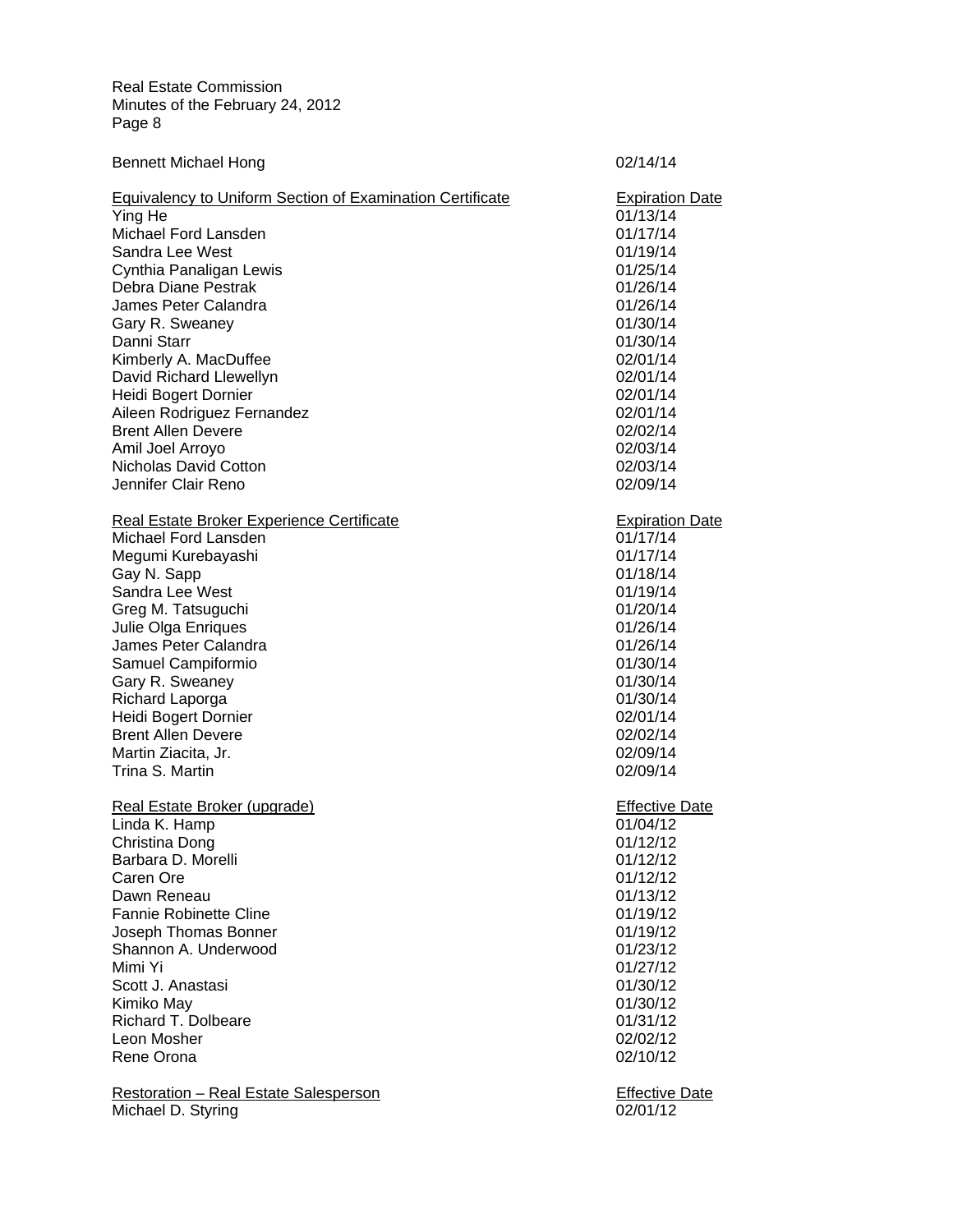| | |
|---|---|
| Bennett Michael Hong | 02/14/14 |

| Equivalency to Uniform Section of Examination Certificate | Expiration Date |
|---|---|
| Ying He | 01/13/14 |
| Michael Ford Lansden | 01/17/14 |
| Sandra Lee West | 01/19/14 |
| Cynthia Panaligan Lewis | 01/25/14 |
| Debra Diane Pestrak | 01/26/14 |
| James Peter Calandra | 01/26/14 |
| Gary R. Sweaney | 01/30/14 |
| Danni Starr | 01/30/14 |
| Kimberly A. MacDuffee | 02/01/14 |
| David Richard Llewellyn | 02/01/14 |
| Heidi Bogert Dornier | 02/01/14 |
| Aileen Rodriguez Fernandez | 02/01/14 |
| Brent Allen Devere | 02/02/14 |
| Amil Joel Arroyo | 02/03/14 |
| Nicholas David Cotton | 02/03/14 |
| Jennifer Clair Reno | 02/09/14 |

| Real Estate Broker Experience Certificate | Expiration Date |
|---|---|
| Michael Ford Lansden | 01/17/14 |
| Megumi Kurebayashi | 01/17/14 |
| Gay N. Sapp | 01/18/14 |
| Sandra Lee West | 01/19/14 |
| Greg M. Tatsuguchi | 01/20/14 |
| Julie Olga Enriques | 01/26/14 |
| James Peter Calandra | 01/26/14 |
| Samuel Campiformio | 01/30/14 |
| Gary R. Sweaney | 01/30/14 |
| Richard Laporga | 01/30/14 |
| Heidi Bogert Dornier | 02/01/14 |
| Brent Allen Devere | 02/02/14 |
| Martin Ziacita, Jr. | 02/09/14 |
| Trina S. Martin | 02/09/14 |

| Real Estate Broker (upgrade) | Effective Date |
|---|---|
| Linda K. Hamp | 01/04/12 |
| Christina Dong | 01/12/12 |
| Barbara D. Morelli | 01/12/12 |
| Caren Ore | 01/12/12 |
| Dawn Reneau | 01/13/12 |
| Fannie Robinette Cline | 01/19/12 |
| Joseph Thomas Bonner | 01/19/12 |
| Shannon A. Underwood | 01/23/12 |
| Mimi Yi | 01/27/12 |
| Scott J. Anastasi | 01/30/12 |
| Kimiko May | 01/30/12 |
| Richard T. Dolbeare | 01/31/12 |
| Leon Mosher | 02/02/12 |
| Rene Orona | 02/10/12 |

| Restoration – Real Estate Salesperson | Effective Date |
|---|---|
| Michael D. Styring | 02/01/12 |